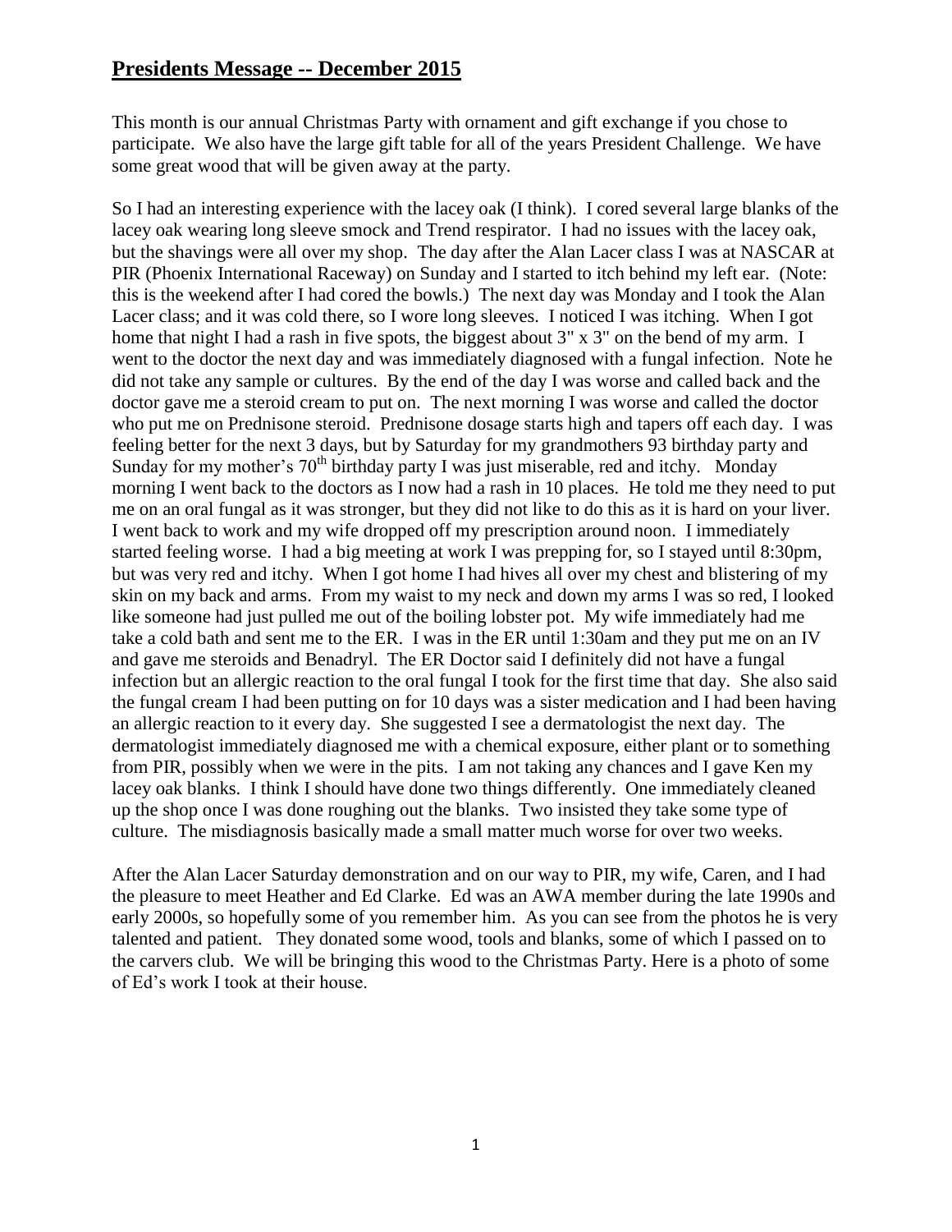# **Presidents Message -- December 2015**

This month is our annual Christmas Party with ornament and gift exchange if you chose to participate. We also have the large gift table for all of the years President Challenge. We have some great wood that will be given away at the party.

So I had an interesting experience with the lacey oak (I think). I cored several large blanks of the lacey oak wearing long sleeve smock and Trend respirator. I had no issues with the lacey oak, but the shavings were all over my shop. The day after the Alan Lacer class I was at NASCAR at PIR (Phoenix International Raceway) on Sunday and I started to itch behind my left ear. (Note: this is the weekend after I had cored the bowls.) The next day was Monday and I took the Alan Lacer class; and it was cold there, so I wore long sleeves. I noticed I was itching. When I got home that night I had a rash in five spots, the biggest about 3" x 3" on the bend of my arm. I went to the doctor the next day and was immediately diagnosed with a fungal infection. Note he did not take any sample or cultures. By the end of the day I was worse and called back and the doctor gave me a steroid cream to put on. The next morning I was worse and called the doctor who put me on Prednisone steroid. Prednisone dosage starts high and tapers off each day. I was feeling better for the next 3 days, but by Saturday for my grandmothers 93 birthday party and Sunday for my mother's 70th birthday party I was just miserable, red and itchy. Monday morning I went back to the doctors as I now had a rash in 10 places. He told me they need to put me on an oral fungal as it was stronger, but they did not like to do this as it is hard on your liver. I went back to work and my wife dropped off my prescription around noon. I immediately started feeling worse. I had a big meeting at work I was prepping for, so I stayed until 8:30pm, but was very red and itchy. When I got home I had hives all over my chest and blistering of my skin on my back and arms. From my waist to my neck and down my arms I was so red, I looked like someone had just pulled me out of the boiling lobster pot. My wife immediately had me take a cold bath and sent me to the ER. I was in the ER until 1:30am and they put me on an IV and gave me steroids and Benadryl. The ER Doctor said I definitely did not have a fungal infection but an allergic reaction to the oral fungal I took for the first time that day. She also said the fungal cream I had been putting on for 10 days was a sister medication and I had been having an allergic reaction to it every day. She suggested I see a dermatologist the next day. The dermatologist immediately diagnosed me with a chemical exposure, either plant or to something from PIR, possibly when we were in the pits. I am not taking any chances and I gave Ken my lacey oak blanks. I think I should have done two things differently. One immediately cleaned up the shop once I was done roughing out the blanks. Two insisted they take some type of culture. The misdiagnosis basically made a small matter much worse for over two weeks.

After the Alan Lacer Saturday demonstration and on our way to PIR, my wife, Caren, and I had the pleasure to meet Heather and Ed Clarke. Ed was an AWA member during the late 1990s and early 2000s, so hopefully some of you remember him. As you can see from the photos he is very talented and patient. They donated some wood, tools and blanks, some of which I passed on to the carvers club. We will be bringing this wood to the Christmas Party. Here is a photo of some of Ed's work I took at their house.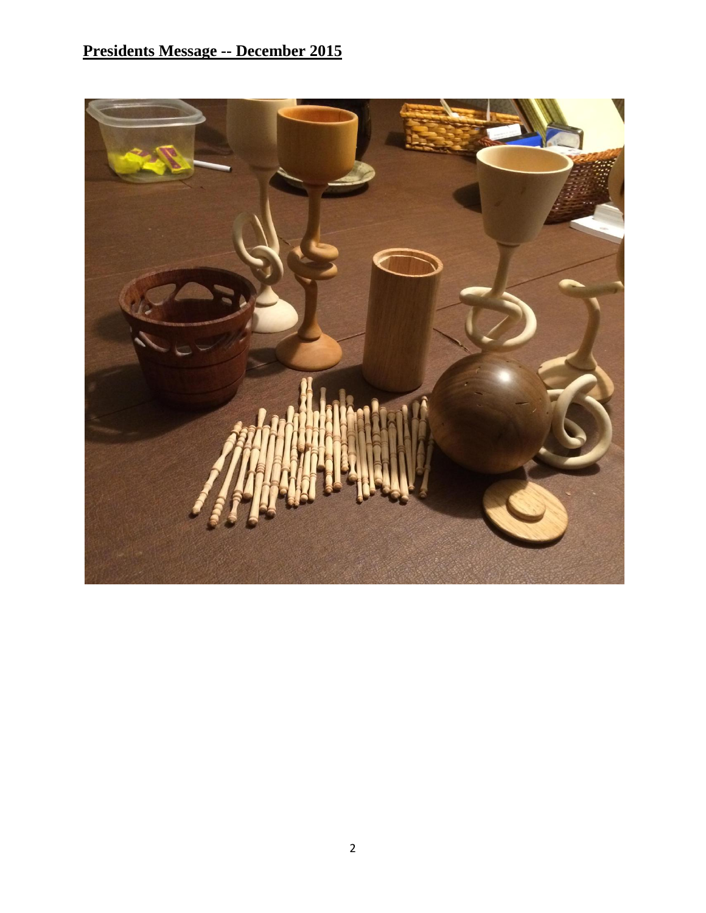**Presidents Message -- December 2015**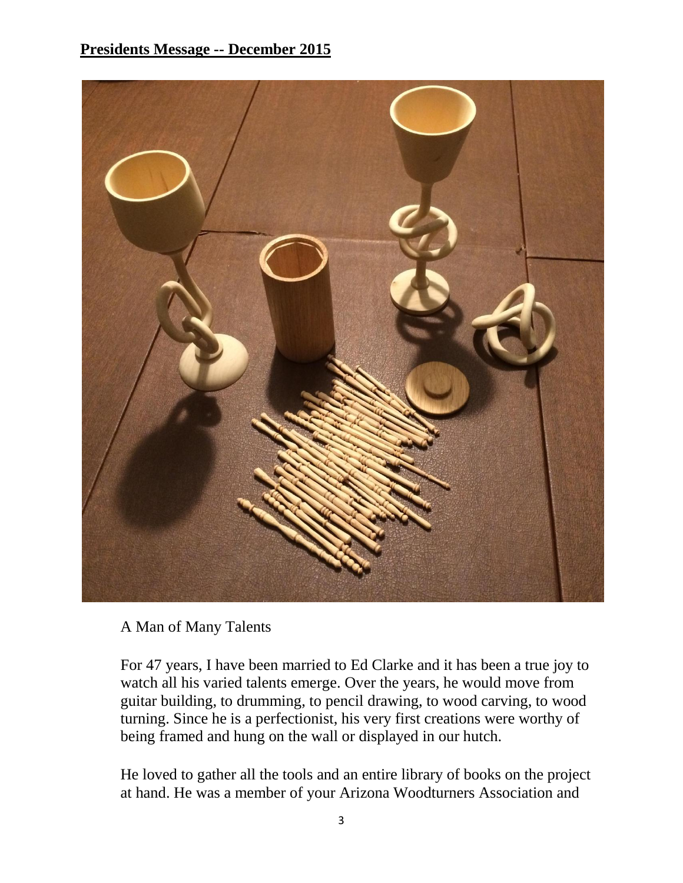**Presidents Message -- December 2015**

A Man of Many Talents

For 47 years, I have been married to Ed Clarke and it has been a true joy to watch all his varied talents emerge. Over the years, he would move from guitar building, to drumming, to pencil drawing, to wood carving, to wood turning. Since he is a perfectionist, his very first creations were worthy of being framed and hung on the wall or displayed in our hutch.

He loved to gather all the tools and an entire library of books on the project at hand. He was a member of your Arizona Woodturners Association and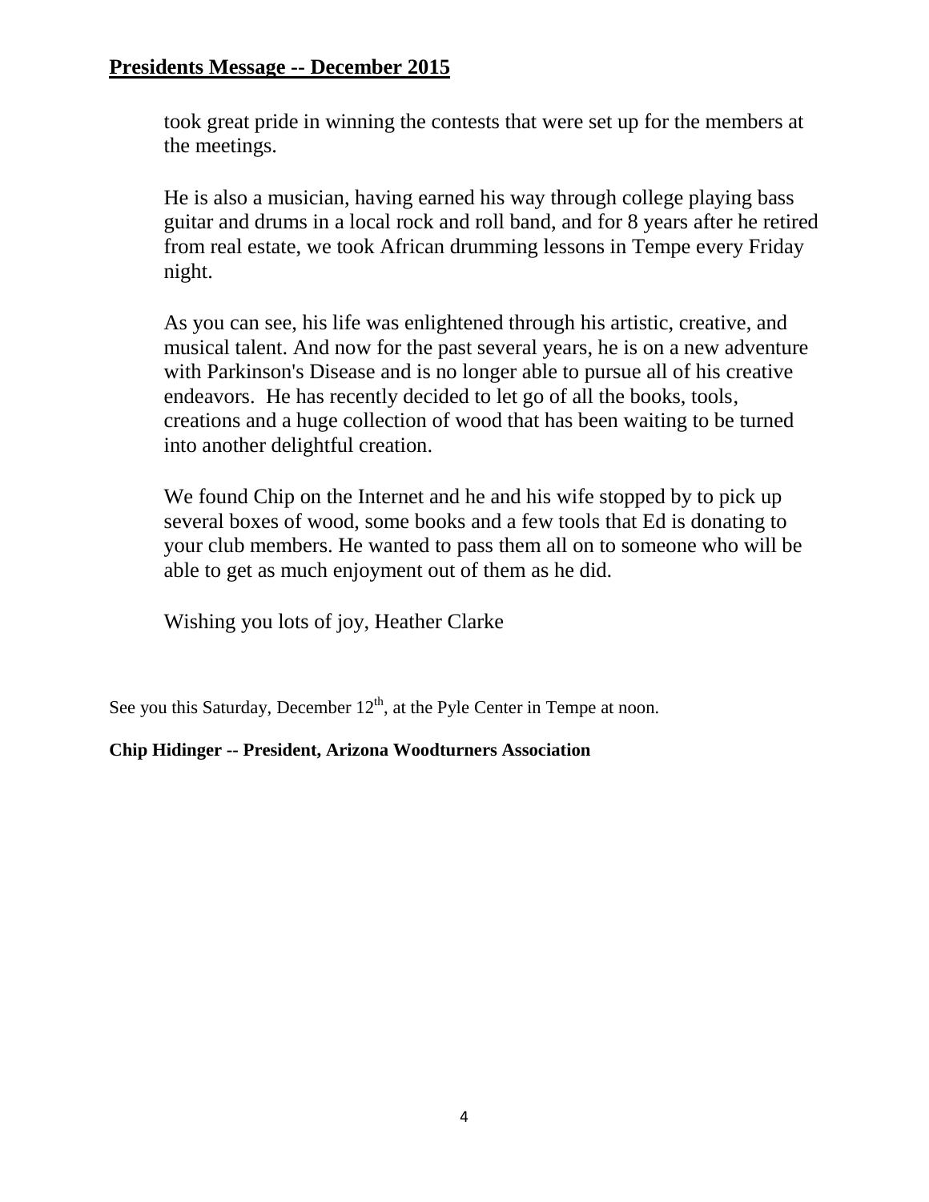took great pride in winning the contests that were set up for the members at the meetings.

He is also a musician, having earned his way through college playing bass guitar and drums in a local rock and roll band, and for 8 years after he retired from real estate, we took African drumming lessons in Tempe every Friday night.

As you can see, his life was enlightened through his artistic, creative, and musical talent. And now for the past several years, he is on a new adventure with Parkinson's Disease and is no longer able to pursue all of his creative endeavors. He has recently decided to let go of all the books, tools, creations and a huge collection of wood that has been waiting to be turned into another delightful creation.

We found Chip on the Internet and he and his wife stopped by to pick up several boxes of wood, some books and a few tools that Ed is donating to your club members. He wanted to pass them all on to someone who will be able to get as much enjoyment out of them as he did.

Wishing you lots of joy, Heather Clarke

See you this Saturday, December 12th, at the Pyle Center in Tempe at noon.

**Chip Hidinger -- President, Arizona Woodturners Association**